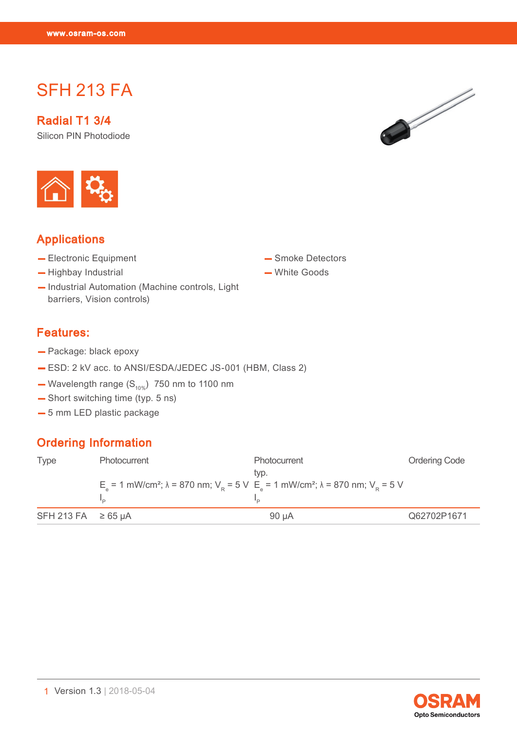# SFH 213 FA

## Radial T1 3/4

Silicon PIN Photodiode

## Applications

- Electronic Equipment
- Highbay Industrial
- Industrial Automation (Machine controls, Light barriers, Vision controls)
- Smoke Detectors
- White Goods

## Features:

- Package: black epoxy
- ESD: 2 kV acc. to ANSI/ESDA/JEDEC JS-001 (HBM, Class 2)
- Wavelength range ($S_{10\%}$) 750 nm to 1100 nm
- Short switching time (typ. 5 ns)
- 5 mm LED plastic package

## Ordering Information

| Type | Photocurrent<br>$E_e$ = 1 mW/cm²; λ = 870 nm; $V_R$ = 5 V<br>$I_P$ | Photocurrent typ.<br>$E_e$ = 1 mW/cm²; λ = 870 nm; $V_R$ = 5 V<br>$I_P$ | Ordering Code |
|---|---|---|---|
| SFH 213 FA | ≥ 65 µA | 90 µA | Q62702P1671 |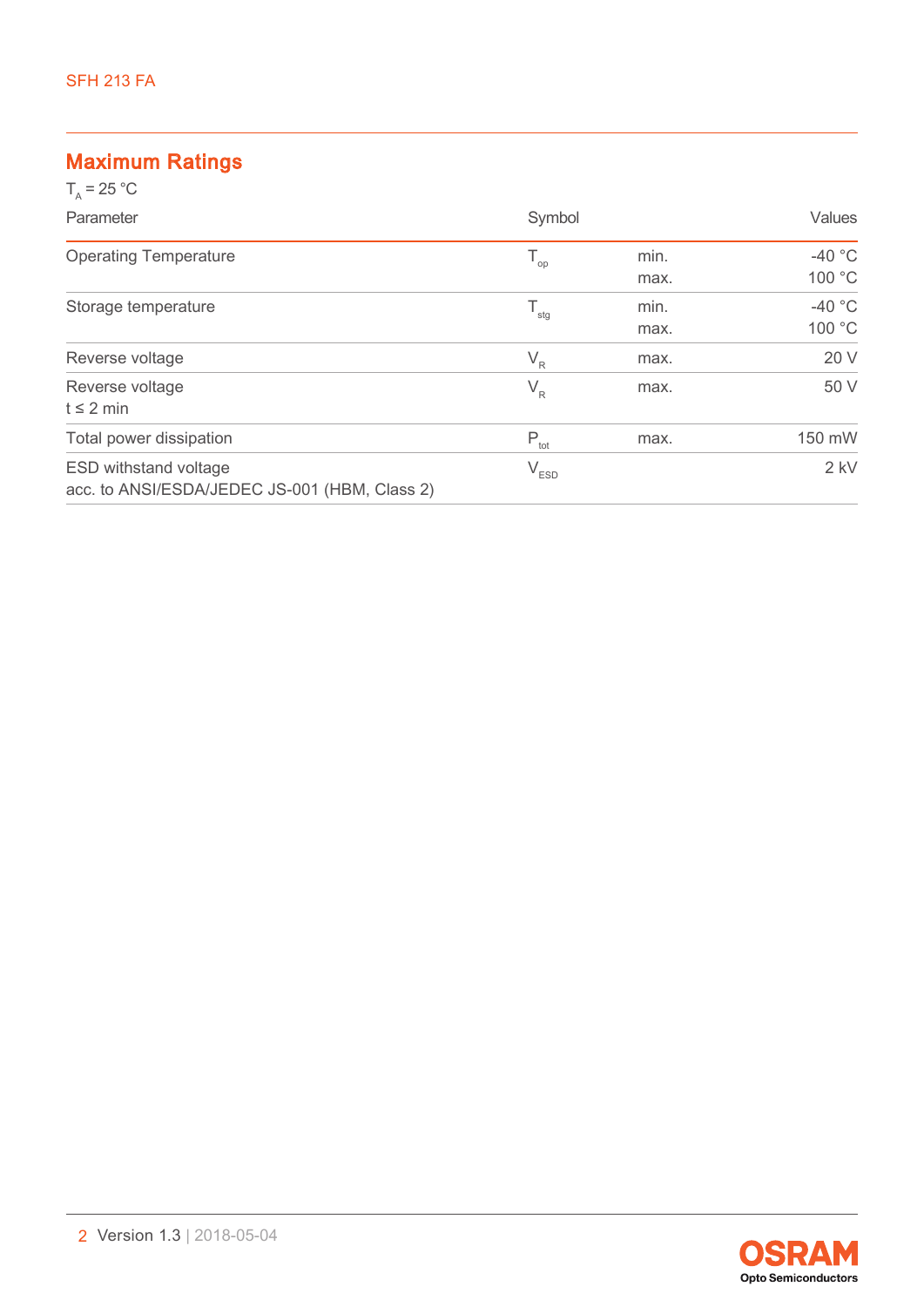## Maximum Ratings

$T_A$ = 25 °C

| Parameter | Symbol | | Values |
|---|---|---|---|
| Operating Temperature | $T_{op}$ | min.<br>max. | -40 °C<br>100 °C |
| Storage temperature | $T_{stg}$ | min.<br>max. | -40 °C<br>100 °C |
| Reverse voltage | $V_R$ | max. | 20 V |
| Reverse voltage<br>t ≤ 2 min | $V_R$ | max. | 50 V |
| Total power dissipation | $P_{tot}$ | max. | 150 mW |
| ESD withstand voltage<br>acc. to ANSI/ESDA/JEDEC JS-001 (HBM, Class 2) | $V_{ESD}$ | | 2 kV |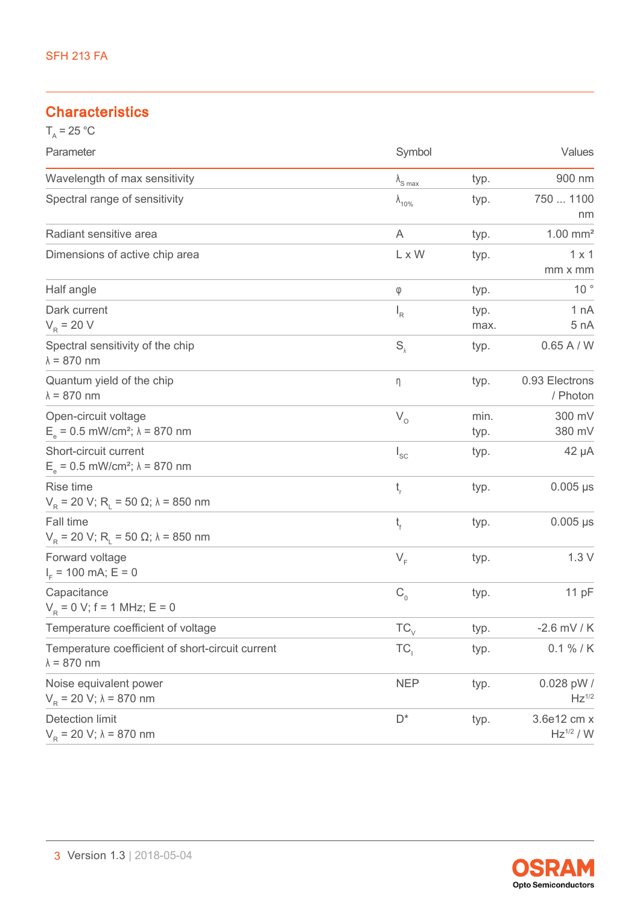## Characteristics

$T_A$ = 25 °C

| Parameter | Symbol | | Values |
|---|---|---|---|
| Wavelength of max sensitivity | $\lambda_{S\,max}$ | typ. | 900 nm |
| Spectral range of sensitivity | $\lambda_{10\%}$ | typ. | 750 ... 1100 nm |
| Radiant sensitive area | A | typ. | 1.00 mm² |
| Dimensions of active chip area | L x W | typ. | 1 x 1 mm x mm |
| Half angle | φ | typ. | 10 ° |
| Dark current<br>$V_R$ = 20 V | $I_R$ | typ.<br>max. | 1 nA<br>5 nA |
| Spectral sensitivity of the chip<br>λ = 870 nm | $S_\lambda$ | typ. | 0.65 A / W |
| Quantum yield of the chip<br>λ = 870 nm | η | typ. | 0.93 Electrons / Photon |
| Open-circuit voltage<br>$E_e$ = 0.5 mW/cm²; λ = 870 nm | $V_O$ | min.<br>typ. | 300 mV<br>380 mV |
| Short-circuit current<br>$E_e$ = 0.5 mW/cm²; λ = 870 nm | $I_{SC}$ | typ. | 42 µA |
| Rise time<br>$V_R$ = 20 V; $R_L$ = 50 Ω; λ = 850 nm | $t_r$ | typ. | 0.005 µs |
| Fall time<br>$V_R$ = 20 V; $R_L$ = 50 Ω; λ = 850 nm | $t_f$ | typ. | 0.005 µs |
| Forward voltage<br>$I_F$ = 100 mA; E = 0 | $V_F$ | typ. | 1.3 V |
| Capacitance<br>$V_R$ = 0 V; f = 1 MHz; E = 0 | $C_0$ | typ. | 11 pF |
| Temperature coefficient of voltage | $TC_V$ | typ. | -2.6 mV / K |
| Temperature coefficient of short-circuit current<br>λ = 870 nm | $TC_I$ | typ. | 0.1 % / K |
| Noise equivalent power<br>$V_R$ = 20 V; λ = 870 nm | NEP | typ. | 0.028 pW / $Hz^{1/2}$ |
| Detection limit<br>$V_R$ = 20 V; λ = 870 nm | D* | typ. | 3.6e12 cm x $Hz^{1/2}$ / W |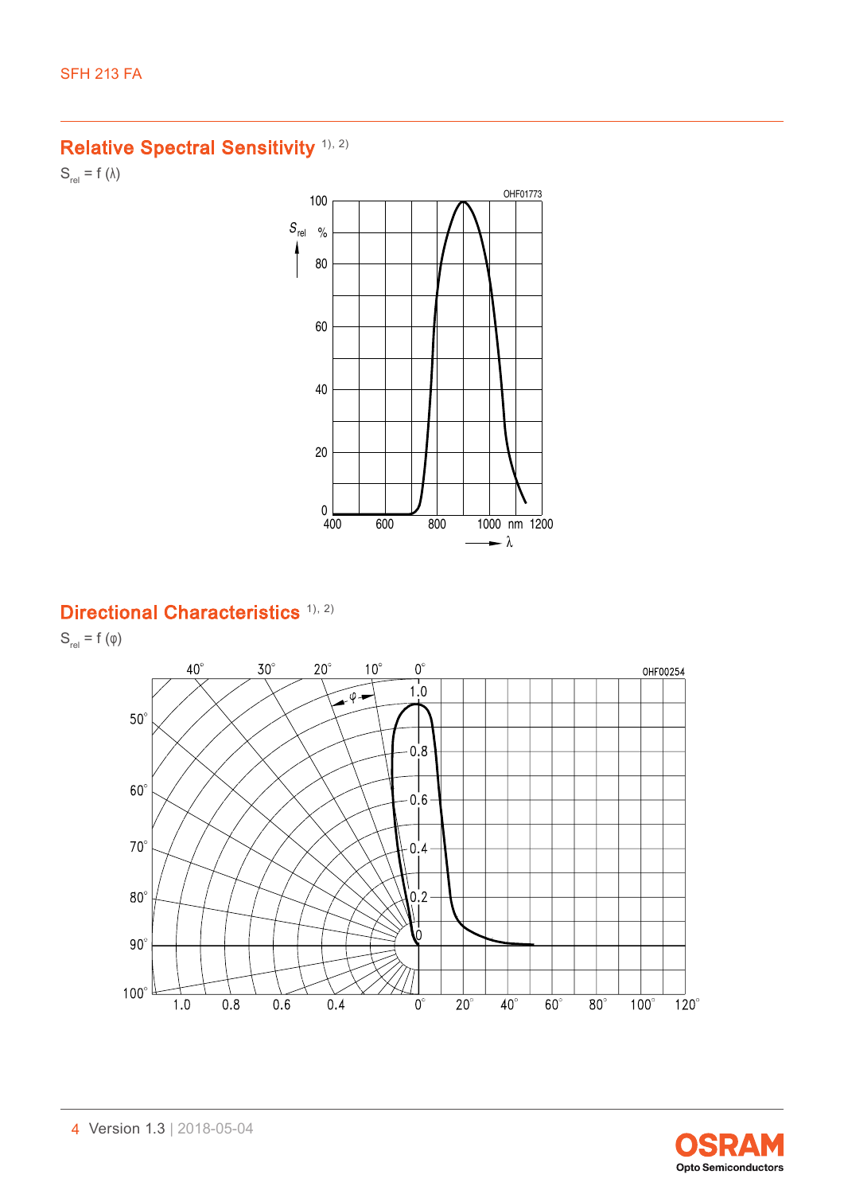## Relative Spectral Sensitivity [1), 2)]

$S_{rel} = f(\lambda)$

## Directional Characteristics [1), 2)]

$S_{rel} = f(\varphi)$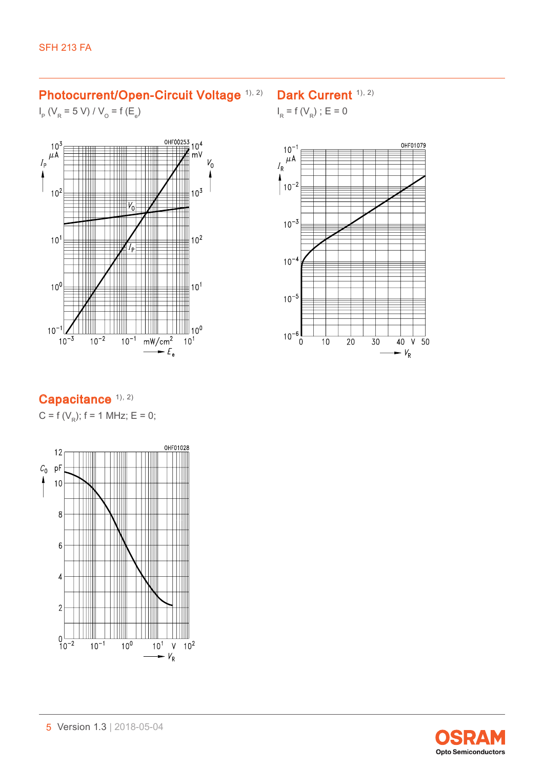## Photocurrent/Open-Circuit Voltage [1), 2)]

$I_P$ ($V_R$ = 5 V) / $V_O$ = f ($E_e$)

## Dark Current [1), 2)]

$I_R$ = f ($V_R$) ; E = 0

## Capacitance [1), 2)]

C = f ($V_R$); f = 1 MHz; E = 0;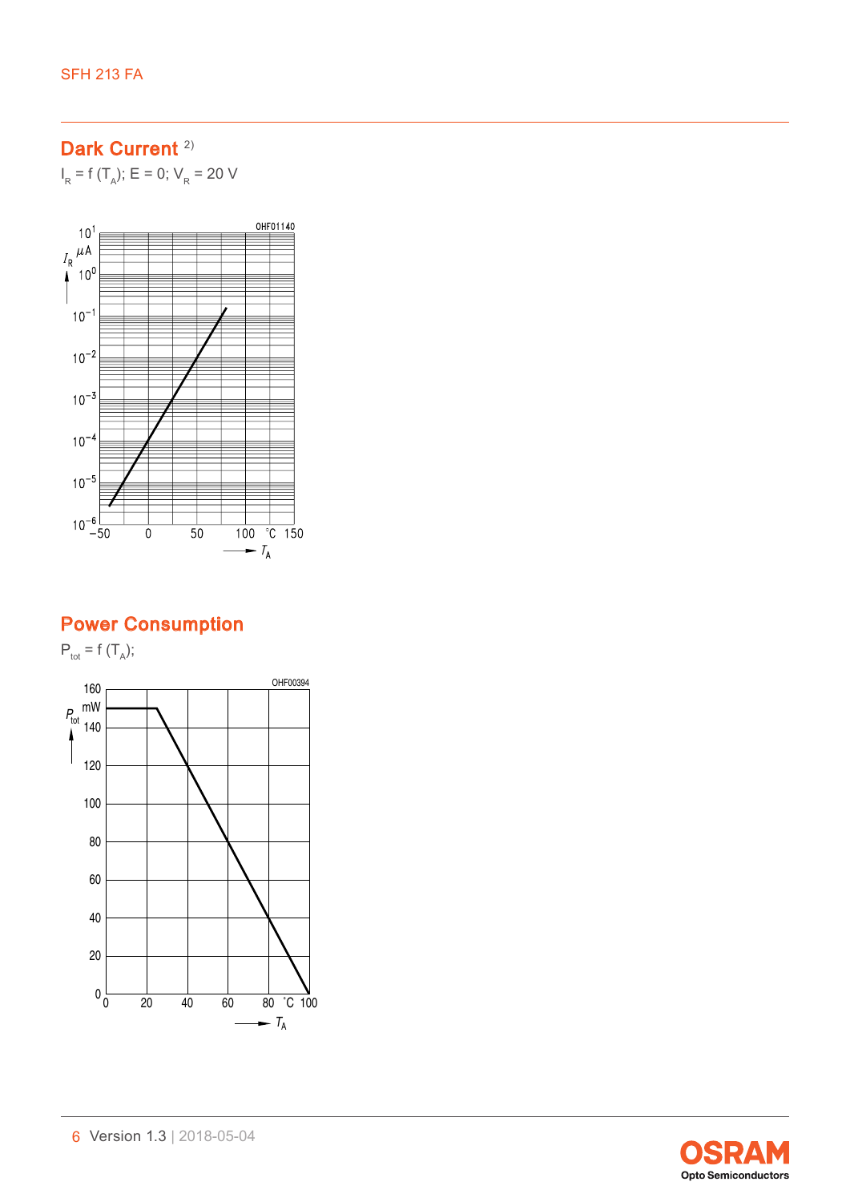## Dark Current [2)]

$I_R = f(T_A)$; $E = 0$; $V_R = 20$ V

## Power Consumption

$P_{tot} = f(T_A)$;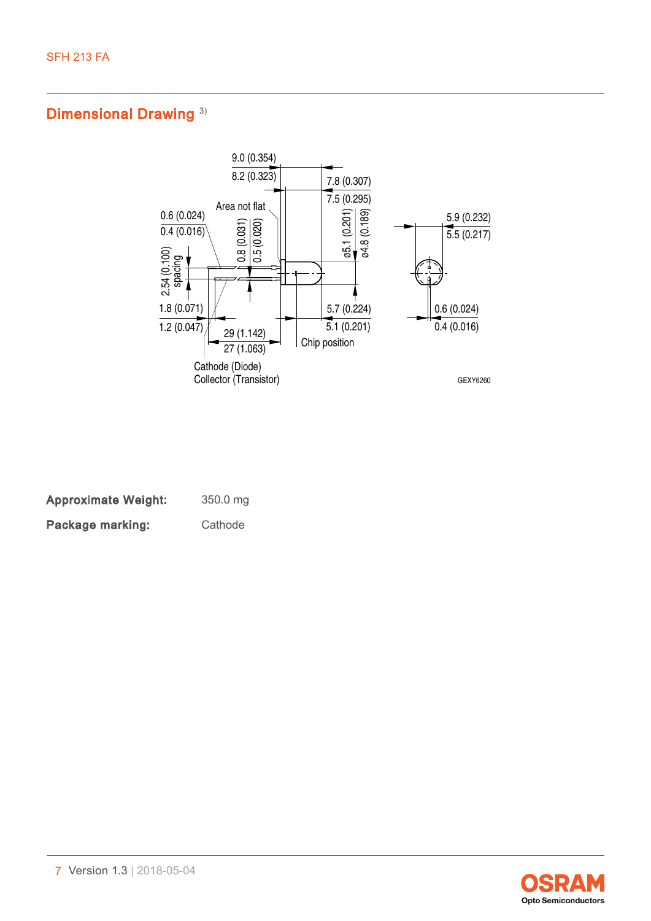## Dimensional Drawing [3]

9.0 (0.354)
8.2 (0.323)
7.8 (0.307)
7.5 (0.295)
Area not flat
0.6 (0.024)
0.4 (0.016)
0.8 (0.031)
0.5 (0.020)
ø5.1 (0.201)
ø4.8 (0.189)
5.9 (0.232)
5.5 (0.217)
2.54 (0.100) spacing
1.8 (0.071)
1.2 (0.047)
5.7 (0.224)
5.1 (0.201)
0.6 (0.024)
0.4 (0.016)
29 (1.142)
27 (1.063)
Chip position
Cathode (Diode)
Collector (Transistor)
GEXY6260

**Approximate Weight:** 350.0 mg

**Package marking:** Cathode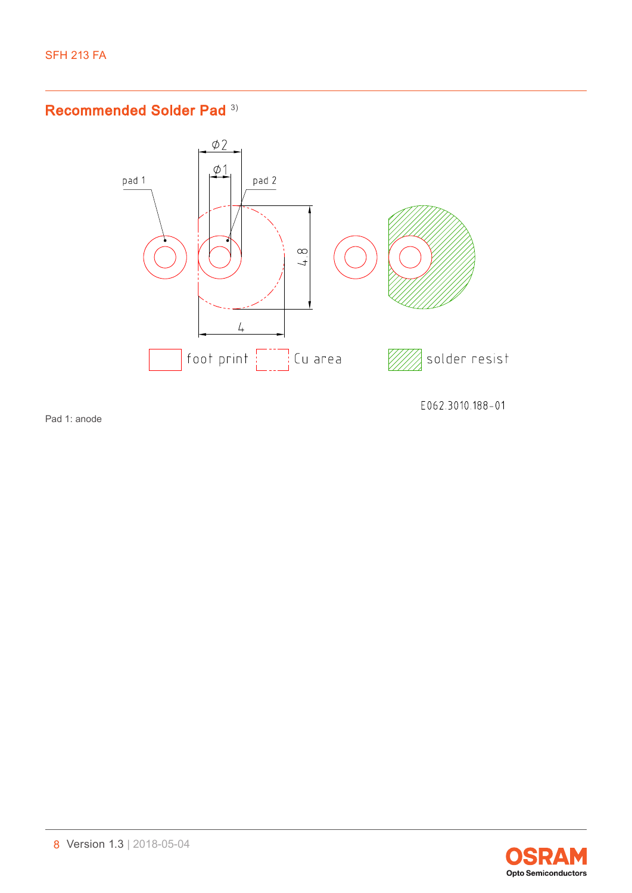## Recommended Solder Pad [3)]

pad 1 pad 2 ∅2 ∅1 4.8 4

foot print Cu area solder resist

E062.3010.188-01

Pad 1: anode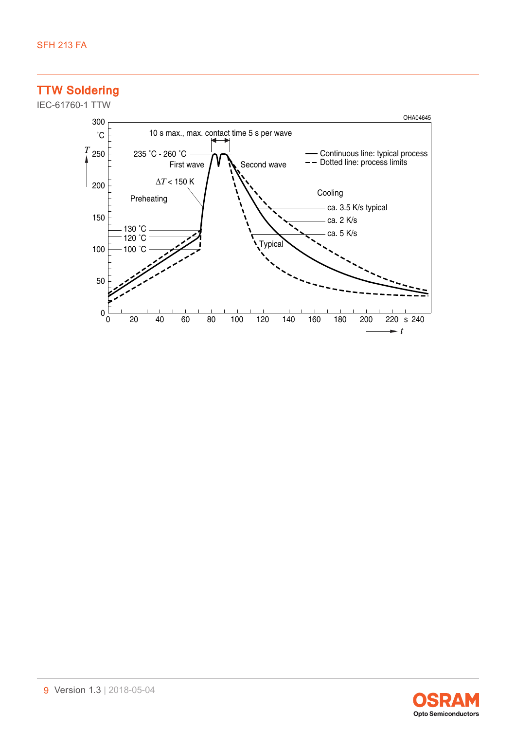## TTW Soldering

IEC-61760-1 TTW

OHA04645

10 s max., max. contact time 5 s per wave

235 °C - 260 °C

First wave

Second wave

— Continuous line: typical process

- - Dotted line: process limits

$\Delta T$ < 150 K

Preheating

Cooling

ca. 3.5 K/s typical

ca. 2 K/s

ca. 5 K/s

Typical

130 °C

120 °C

100 °C

$T$ (°C): 0, 50, 100, 150, 200, 250, 300

$t$ (s): 0, 20, 40, 60, 80, 100, 120, 140, 160, 180, 200, 220, 240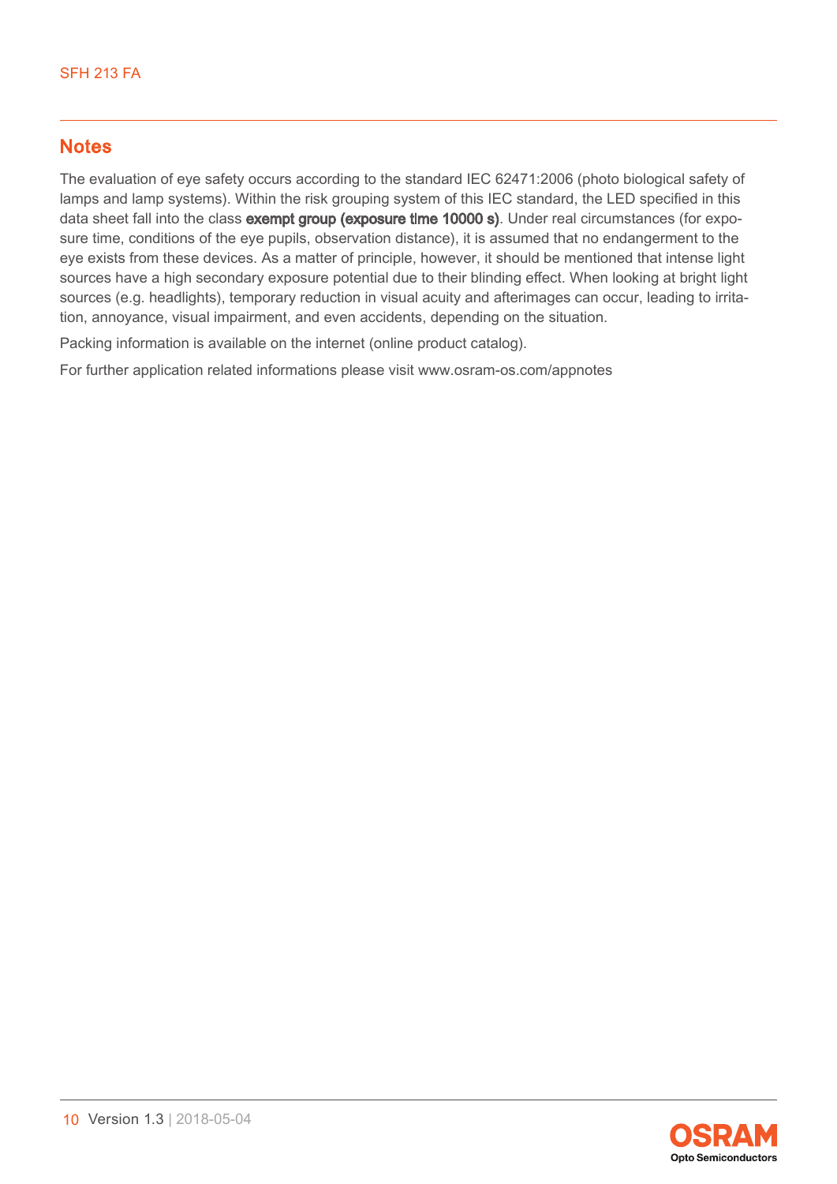## Notes

The evaluation of eye safety occurs according to the standard IEC 62471:2006 (photo biological safety of lamps and lamp systems). Within the risk grouping system of this IEC standard, the LED specified in this data sheet fall into the class **exempt group (exposure time 10000 s)**. Under real circumstances (for exposure time, conditions of the eye pupils, observation distance), it is assumed that no endangerment to the eye exists from these devices. As a matter of principle, however, it should be mentioned that intense light sources have a high secondary exposure potential due to their blinding effect. When looking at bright light sources (e.g. headlights), temporary reduction in visual acuity and afterimages can occur, leading to irritation, annoyance, visual impairment, and even accidents, depending on the situation.

Packing information is available on the internet (online product catalog).

For further application related informations please visit www.osram-os.com/appnotes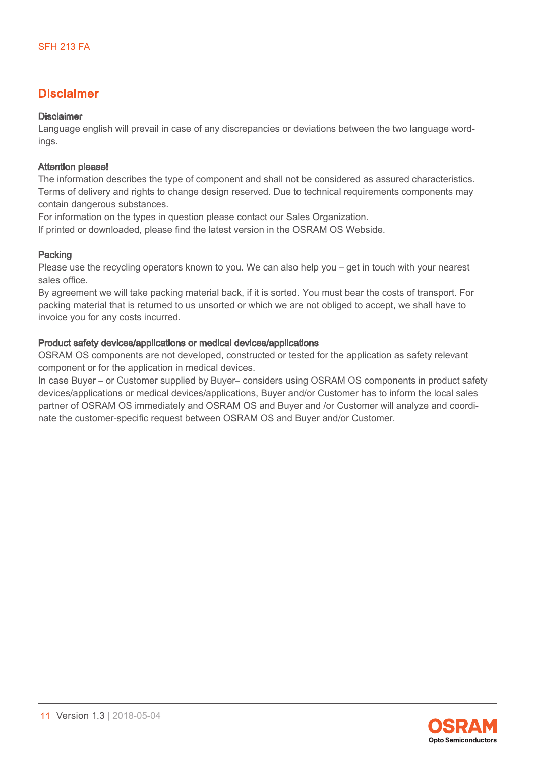## Disclaimer

### Disclaimer

Language english will prevail in case of any discrepancies or deviations between the two language wordings.

### Attention please!

The information describes the type of component and shall not be considered as assured characteristics. Terms of delivery and rights to change design reserved. Due to technical requirements components may contain dangerous substances.
For information on the types in question please contact our Sales Organization.
If printed or downloaded, please find the latest version in the OSRAM OS Webside.

### Packing

Please use the recycling operators known to you. We can also help you – get in touch with your nearest sales office.
By agreement we will take packing material back, if it is sorted. You must bear the costs of transport. For packing material that is returned to us unsorted or which we are not obliged to accept, we shall have to invoice you for any costs incurred.

### Product safety devices/applications or medical devices/applications

OSRAM OS components are not developed, constructed or tested for the application as safety relevant component or for the application in medical devices.
In case Buyer – or Customer supplied by Buyer– considers using OSRAM OS components in product safety devices/applications or medical devices/applications, Buyer and/or Customer has to inform the local sales partner of OSRAM OS immediately and OSRAM OS and Buyer and /or Customer will analyze and coordinate the customer-specific request between OSRAM OS and Buyer and/or Customer.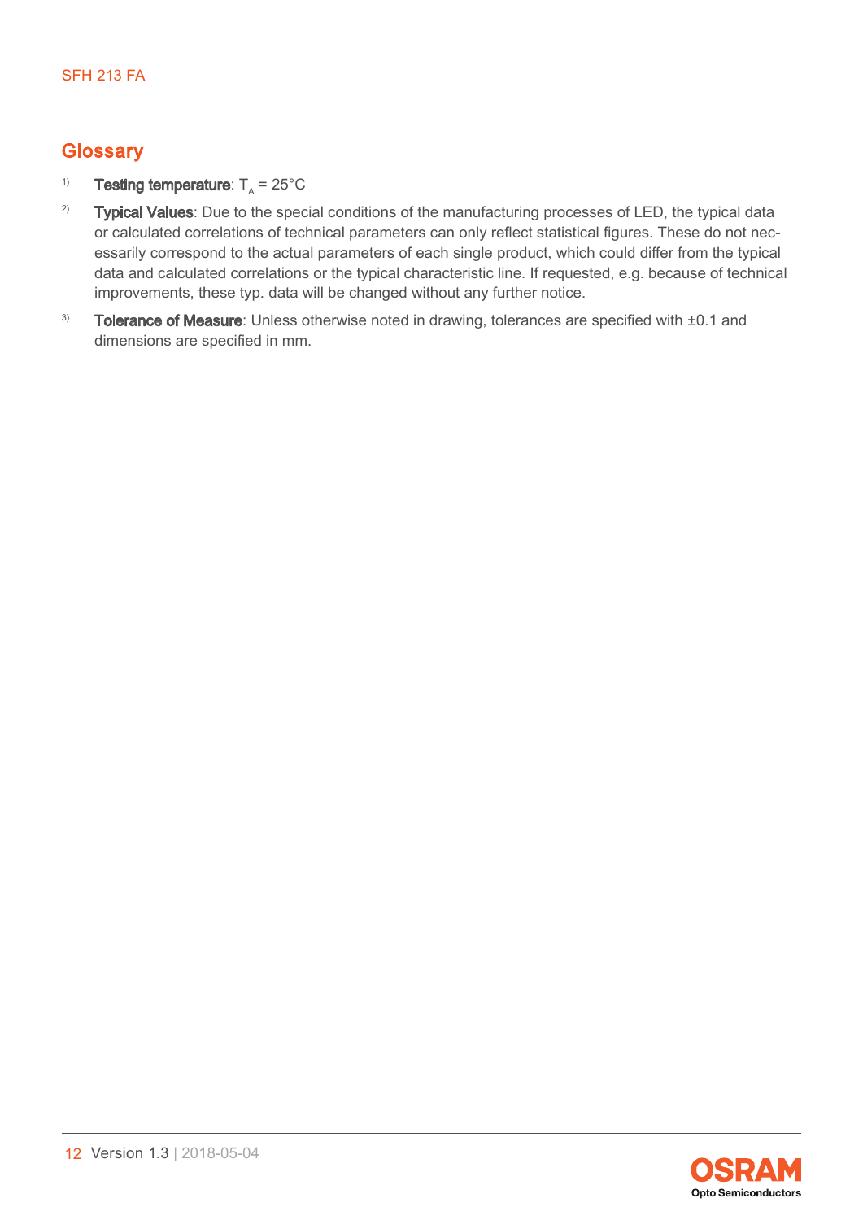## Glossary

[1] **Testing temperature**: $T_A$ = 25°C

[2] **Typical Values**: Due to the special conditions of the manufacturing processes of LED, the typical data or calculated correlations of technical parameters can only reflect statistical figures. These do not necessarily correspond to the actual parameters of each single product, which could differ from the typical data and calculated correlations or the typical characteristic line. If requested, e.g. because of technical improvements, these typ. data will be changed without any further notice.

[3] **Tolerance of Measure**: Unless otherwise noted in drawing, tolerances are specified with ±0.1 and dimensions are specified in mm.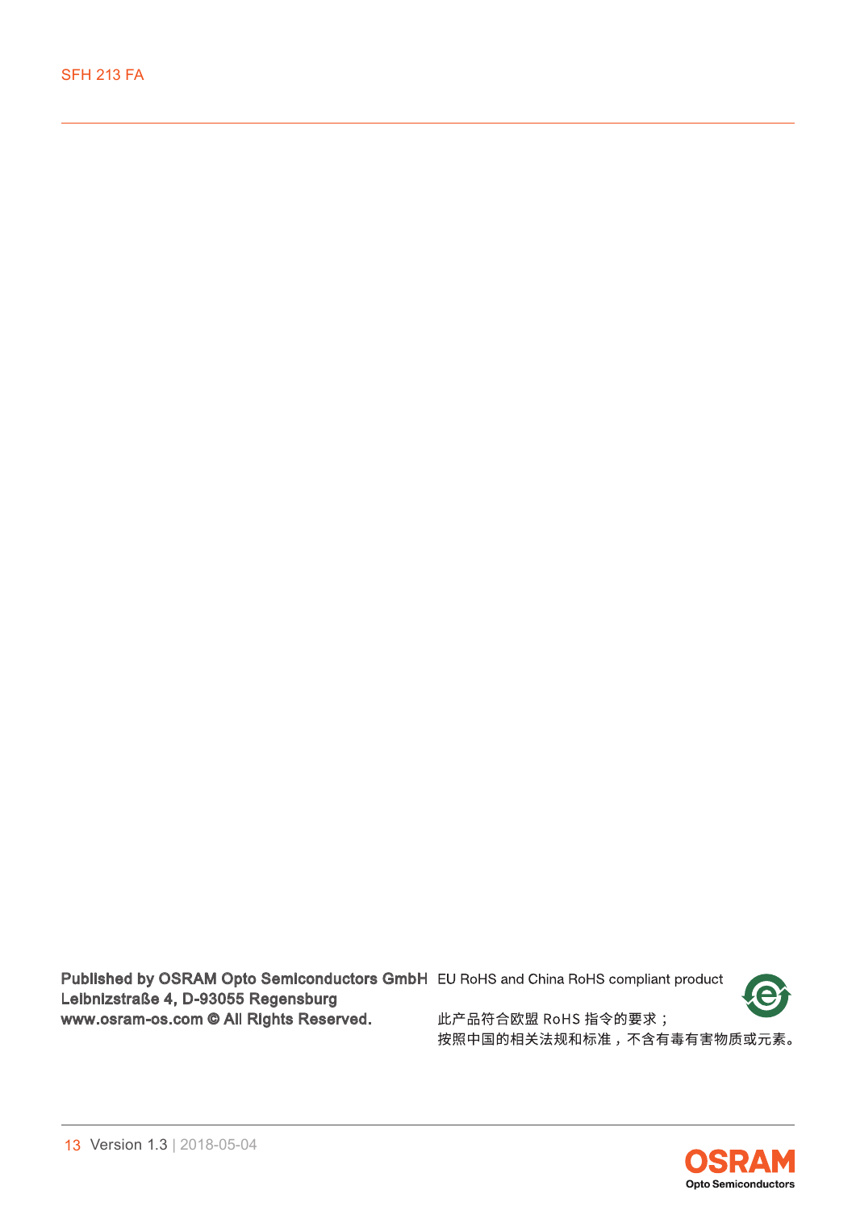**Published by OSRAM Opto Semiconductors GmbH**
**Leibnizstraße 4, D-93055 Regensburg**
**www.osram-os.com © All Rights Reserved.**

EU RoHS and China RoHS compliant product

此产品符合欧盟 RoHS 指令的要求；
按照中国的相关法规和标准，不含有毒有害物质或元素。